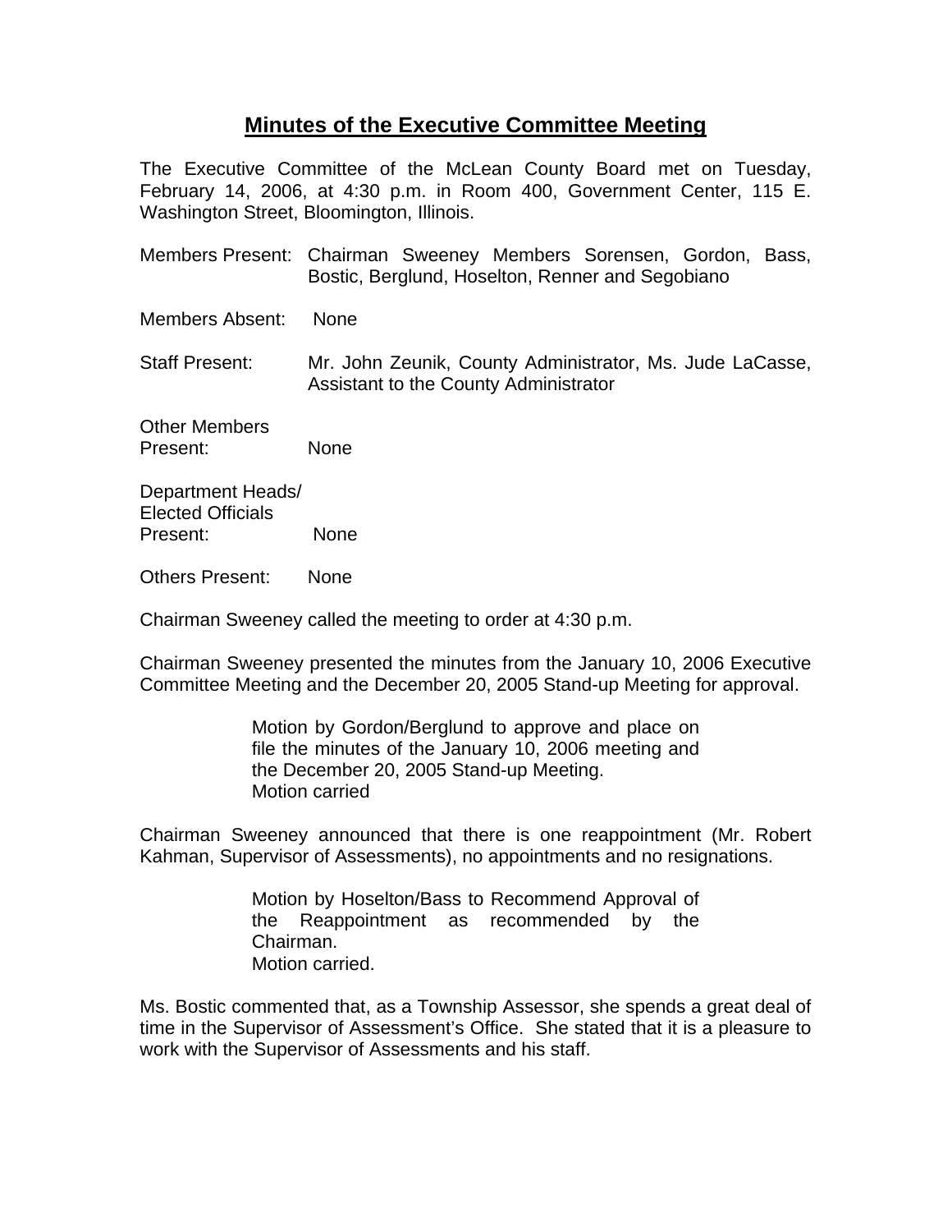# Minutes of the Executive Committee Meeting

The Executive Committee of the McLean County Board met on Tuesday, February 14, 2006, at 4:30 p.m. in Room 400, Government Center, 115 E. Washington Street, Bloomington, Illinois.

Members Present: Chairman Sweeney Members Sorensen, Gordon, Bass, Bostic, Berglund, Hoselton, Renner and Segobiano

Members Absent: None

Staff Present: Mr. John Zeunik, County Administrator, Ms. Jude LaCasse, Assistant to the County Administrator

Other Members Present: None

Department Heads/ Elected Officials Present: None

Others Present: None

Chairman Sweeney called the meeting to order at 4:30 p.m.

Chairman Sweeney presented the minutes from the January 10, 2006 Executive Committee Meeting and the December 20, 2005 Stand-up Meeting for approval.

> Motion by Gordon/Berglund to approve and place on file the minutes of the January 10, 2006 meeting and the December 20, 2005 Stand-up Meeting.
> Motion carried

Chairman Sweeney announced that there is one reappointment (Mr. Robert Kahman, Supervisor of Assessments), no appointments and no resignations.

> Motion by Hoselton/Bass to Recommend Approval of the Reappointment as recommended by the Chairman.
> Motion carried.

Ms. Bostic commented that, as a Township Assessor, she spends a great deal of time in the Supervisor of Assessment's Office. She stated that it is a pleasure to work with the Supervisor of Assessments and his staff.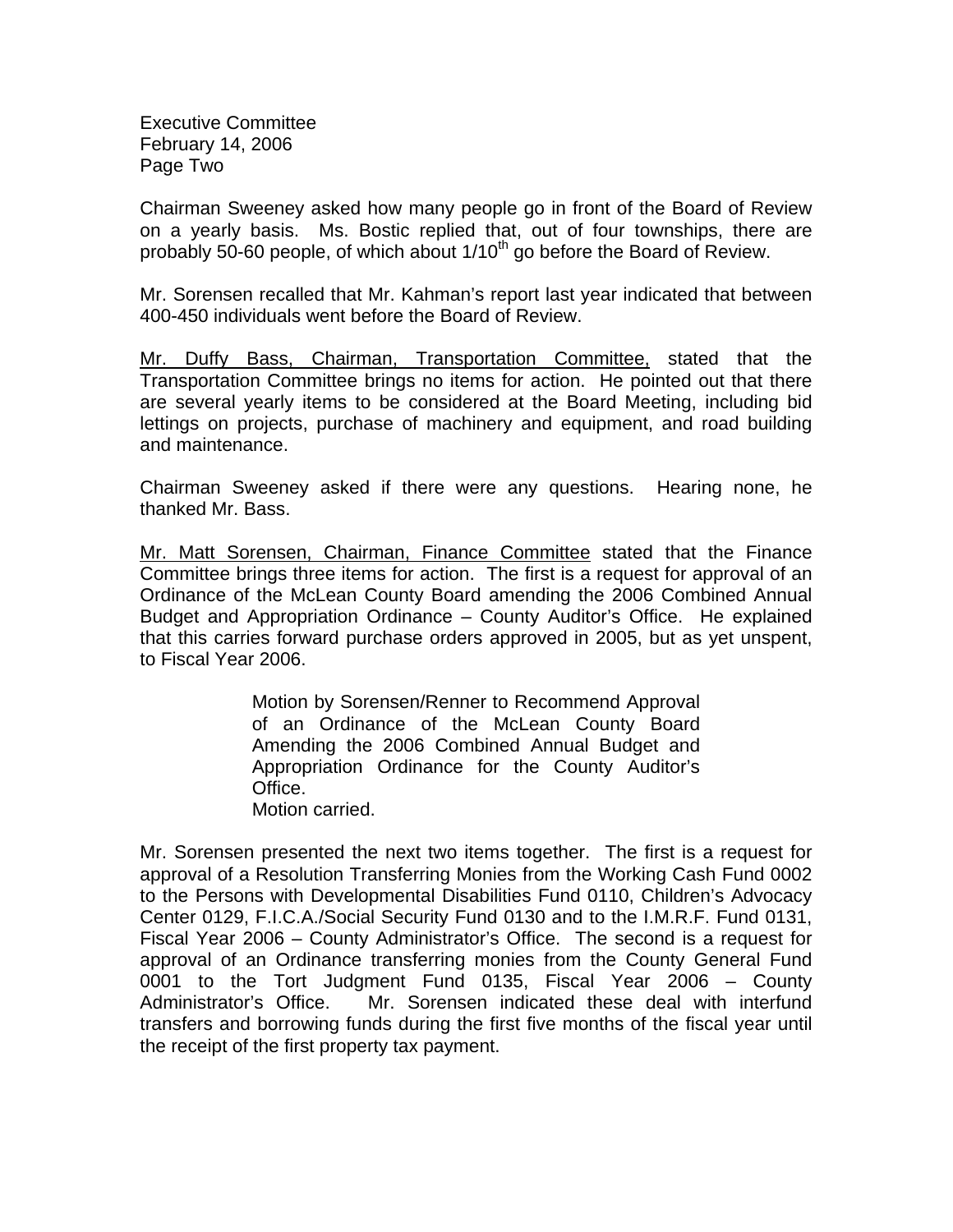Chairman Sweeney asked how many people go in front of the Board of Review on a yearly basis. Ms. Bostic replied that, out of four townships, there are probably 50-60 people, of which about $1/10^{th}$ go before the Board of Review.

Mr. Sorensen recalled that Mr. Kahman's report last year indicated that between 400-450 individuals went before the Board of Review.

Mr. Duffy Bass, Chairman, Transportation Committee, stated that the Transportation Committee brings no items for action. He pointed out that there are several yearly items to be considered at the Board Meeting, including bid lettings on projects, purchase of machinery and equipment, and road building and maintenance.

Chairman Sweeney asked if there were any questions. Hearing none, he thanked Mr. Bass.

Mr. Matt Sorensen, Chairman, Finance Committee stated that the Finance Committee brings three items for action. The first is a request for approval of an Ordinance of the McLean County Board amending the 2006 Combined Annual Budget and Appropriation Ordinance – County Auditor's Office. He explained that this carries forward purchase orders approved in 2005, but as yet unspent, to Fiscal Year 2006.

> Motion by Sorensen/Renner to Recommend Approval of an Ordinance of the McLean County Board Amending the 2006 Combined Annual Budget and Appropriation Ordinance for the County Auditor's Office.
> Motion carried.

Mr. Sorensen presented the next two items together. The first is a request for approval of a Resolution Transferring Monies from the Working Cash Fund 0002 to the Persons with Developmental Disabilities Fund 0110, Children's Advocacy Center 0129, F.I.C.A./Social Security Fund 0130 and to the I.M.R.F. Fund 0131, Fiscal Year 2006 – County Administrator's Office. The second is a request for approval of an Ordinance transferring monies from the County General Fund 0001 to the Tort Judgment Fund 0135, Fiscal Year 2006 – County Administrator's Office. Mr. Sorensen indicated these deal with interfund transfers and borrowing funds during the first five months of the fiscal year until the receipt of the first property tax payment.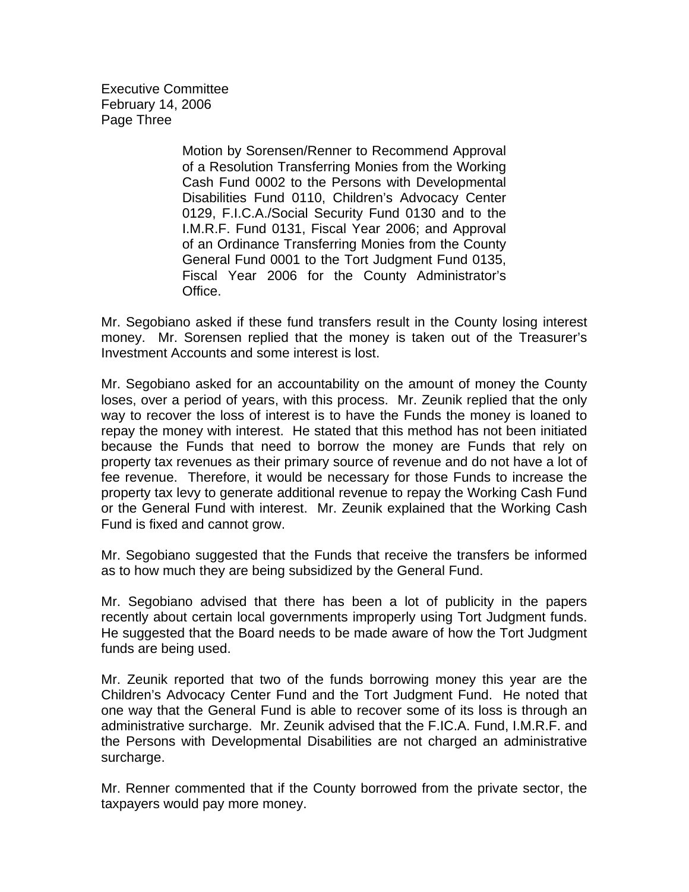Motion by Sorensen/Renner to Recommend Approval of a Resolution Transferring Monies from the Working Cash Fund 0002 to the Persons with Developmental Disabilities Fund 0110, Children's Advocacy Center 0129, F.I.C.A./Social Security Fund 0130 and to the I.M.R.F. Fund 0131, Fiscal Year 2006; and Approval of an Ordinance Transferring Monies from the County General Fund 0001 to the Tort Judgment Fund 0135, Fiscal Year 2006 for the County Administrator's Office.

Mr. Segobiano asked if these fund transfers result in the County losing interest money. Mr. Sorensen replied that the money is taken out of the Treasurer's Investment Accounts and some interest is lost.

Mr. Segobiano asked for an accountability on the amount of money the County loses, over a period of years, with this process. Mr. Zeunik replied that the only way to recover the loss of interest is to have the Funds the money is loaned to repay the money with interest. He stated that this method has not been initiated because the Funds that need to borrow the money are Funds that rely on property tax revenues as their primary source of revenue and do not have a lot of fee revenue. Therefore, it would be necessary for those Funds to increase the property tax levy to generate additional revenue to repay the Working Cash Fund or the General Fund with interest. Mr. Zeunik explained that the Working Cash Fund is fixed and cannot grow.

Mr. Segobiano suggested that the Funds that receive the transfers be informed as to how much they are being subsidized by the General Fund.

Mr. Segobiano advised that there has been a lot of publicity in the papers recently about certain local governments improperly using Tort Judgment funds. He suggested that the Board needs to be made aware of how the Tort Judgment funds are being used.

Mr. Zeunik reported that two of the funds borrowing money this year are the Children's Advocacy Center Fund and the Tort Judgment Fund. He noted that one way that the General Fund is able to recover some of its loss is through an administrative surcharge. Mr. Zeunik advised that the F.IC.A. Fund, I.M.R.F. and the Persons with Developmental Disabilities are not charged an administrative surcharge.

Mr. Renner commented that if the County borrowed from the private sector, the taxpayers would pay more money.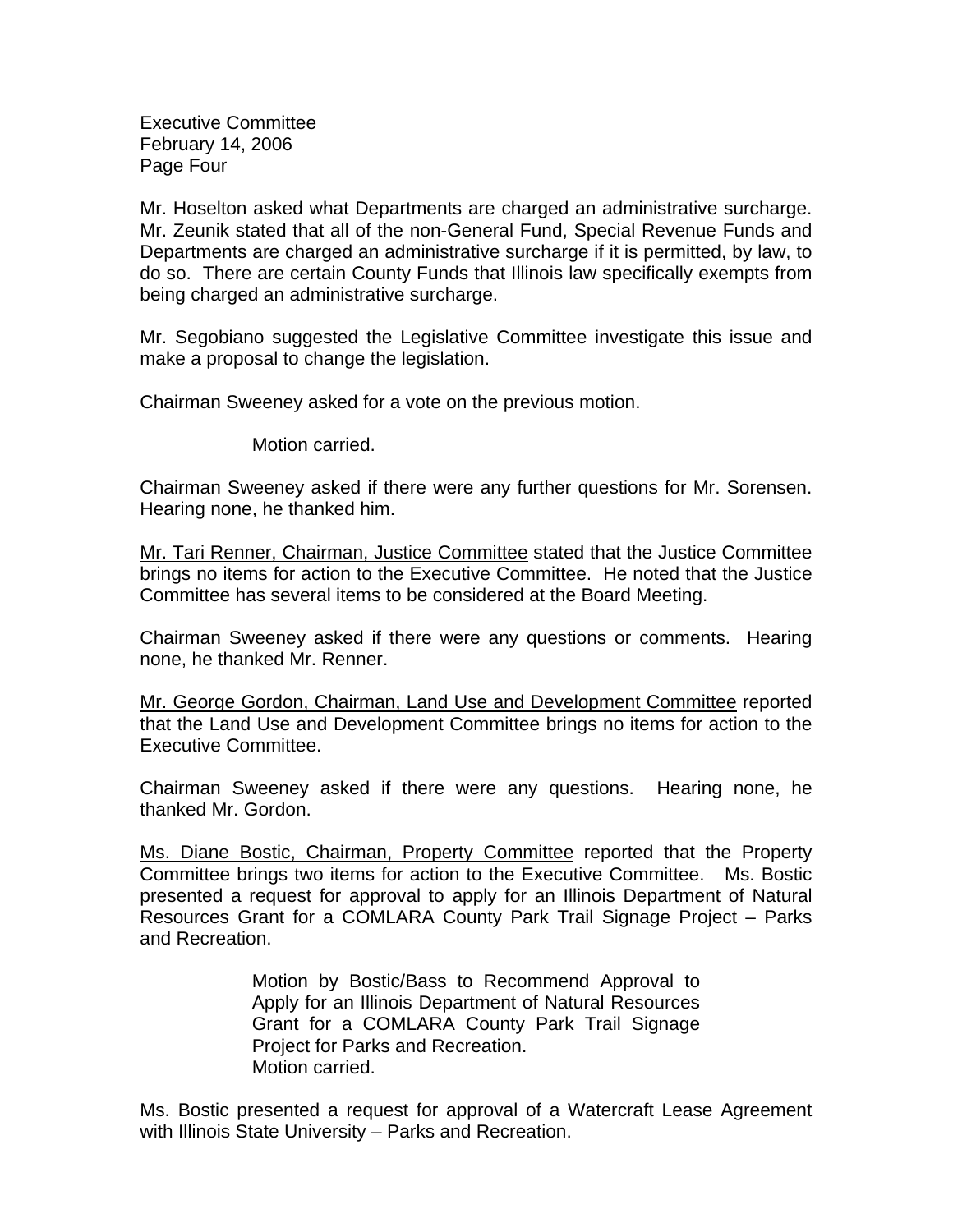Mr. Hoselton asked what Departments are charged an administrative surcharge. Mr. Zeunik stated that all of the non-General Fund, Special Revenue Funds and Departments are charged an administrative surcharge if it is permitted, by law, to do so. There are certain County Funds that Illinois law specifically exempts from being charged an administrative surcharge.

Mr. Segobiano suggested the Legislative Committee investigate this issue and make a proposal to change the legislation.

Chairman Sweeney asked for a vote on the previous motion.

> Motion carried.

Chairman Sweeney asked if there were any further questions for Mr. Sorensen. Hearing none, he thanked him.

Mr. Tari Renner, Chairman, Justice Committee stated that the Justice Committee brings no items for action to the Executive Committee. He noted that the Justice Committee has several items to be considered at the Board Meeting.

Chairman Sweeney asked if there were any questions or comments. Hearing none, he thanked Mr. Renner.

Mr. George Gordon, Chairman, Land Use and Development Committee reported that the Land Use and Development Committee brings no items for action to the Executive Committee.

Chairman Sweeney asked if there were any questions. Hearing none, he thanked Mr. Gordon.

Ms. Diane Bostic, Chairman, Property Committee reported that the Property Committee brings two items for action to the Executive Committee. Ms. Bostic presented a request for approval to apply for an Illinois Department of Natural Resources Grant for a COMLARA County Park Trail Signage Project – Parks and Recreation.

> Motion by Bostic/Bass to Recommend Approval to Apply for an Illinois Department of Natural Resources Grant for a COMLARA County Park Trail Signage Project for Parks and Recreation.
> Motion carried.

Ms. Bostic presented a request for approval of a Watercraft Lease Agreement with Illinois State University – Parks and Recreation.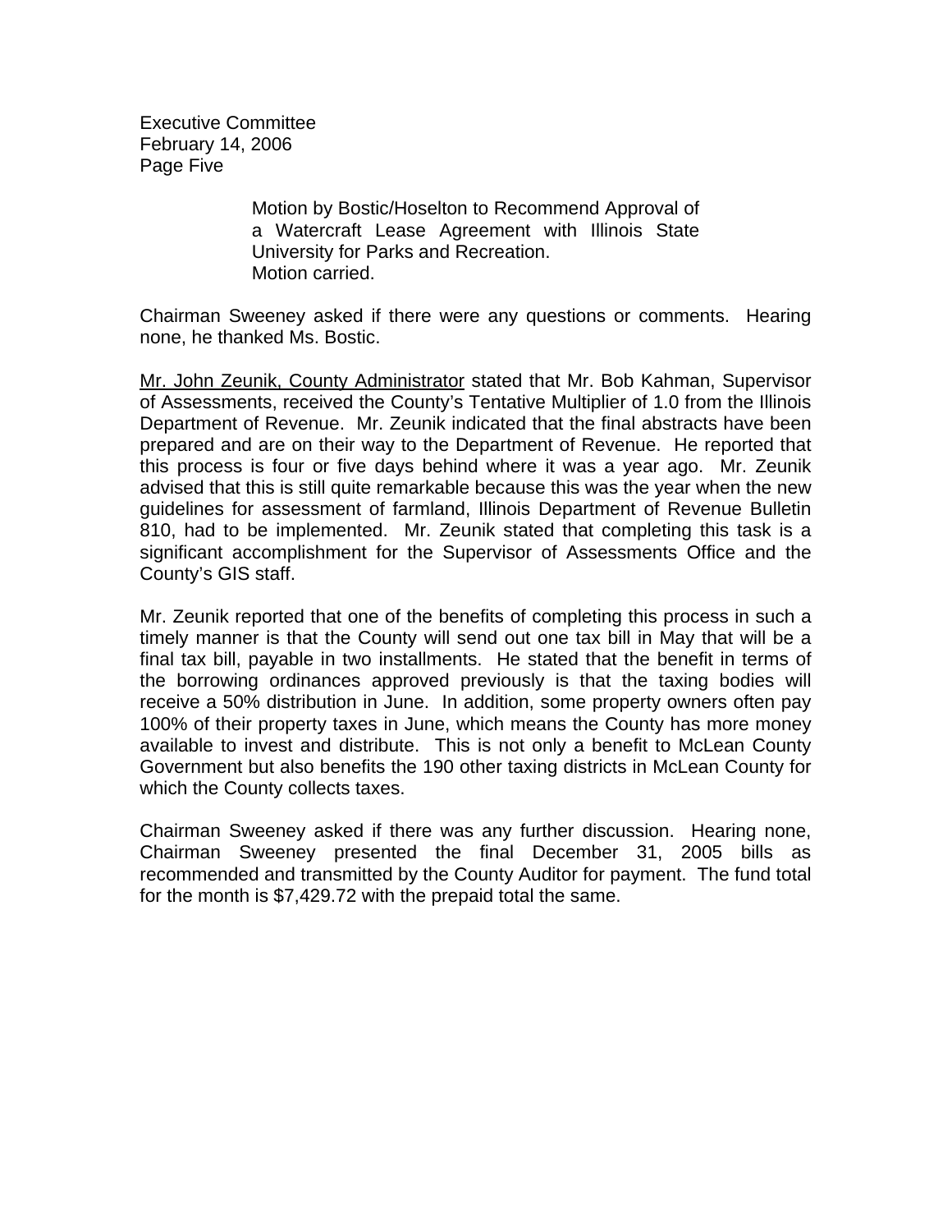Motion by Bostic/Hoselton to Recommend Approval of a Watercraft Lease Agreement with Illinois State University for Parks and Recreation.
Motion carried.

Chairman Sweeney asked if there were any questions or comments. Hearing none, he thanked Ms. Bostic.

<u>Mr. John Zeunik, County Administrator</u> stated that Mr. Bob Kahman, Supervisor of Assessments, received the County's Tentative Multiplier of 1.0 from the Illinois Department of Revenue. Mr. Zeunik indicated that the final abstracts have been prepared and are on their way to the Department of Revenue. He reported that this process is four or five days behind where it was a year ago. Mr. Zeunik advised that this is still quite remarkable because this was the year when the new guidelines for assessment of farmland, Illinois Department of Revenue Bulletin 810, had to be implemented. Mr. Zeunik stated that completing this task is a significant accomplishment for the Supervisor of Assessments Office and the County's GIS staff.

Mr. Zeunik reported that one of the benefits of completing this process in such a timely manner is that the County will send out one tax bill in May that will be a final tax bill, payable in two installments. He stated that the benefit in terms of the borrowing ordinances approved previously is that the taxing bodies will receive a 50% distribution in June. In addition, some property owners often pay 100% of their property taxes in June, which means the County has more money available to invest and distribute. This is not only a benefit to McLean County Government but also benefits the 190 other taxing districts in McLean County for which the County collects taxes.

Chairman Sweeney asked if there was any further discussion. Hearing none, Chairman Sweeney presented the final December 31, 2005 bills as recommended and transmitted by the County Auditor for payment. The fund total for the month is $7,429.72 with the prepaid total the same.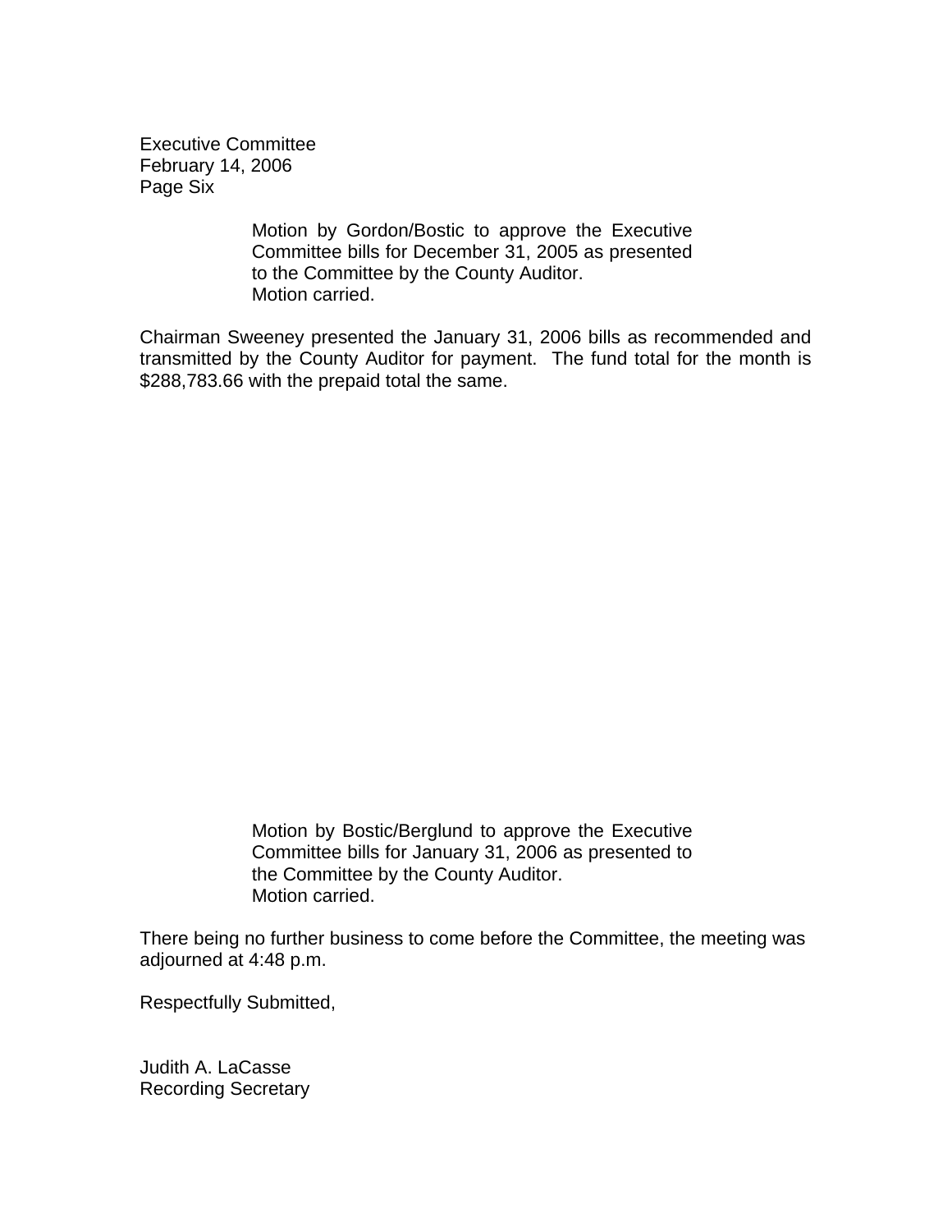Motion by Gordon/Bostic to approve the Executive Committee bills for December 31, 2005 as presented to the Committee by the County Auditor.
Motion carried.

Chairman Sweeney presented the January 31, 2006 bills as recommended and transmitted by the County Auditor for payment. The fund total for the month is $288,783.66 with the prepaid total the same.

Motion by Bostic/Berglund to approve the Executive Committee bills for January 31, 2006 as presented to the Committee by the County Auditor.
Motion carried.

There being no further business to come before the Committee, the meeting was adjourned at 4:48 p.m.

Respectfully Submitted,

Judith A. LaCasse
Recording Secretary